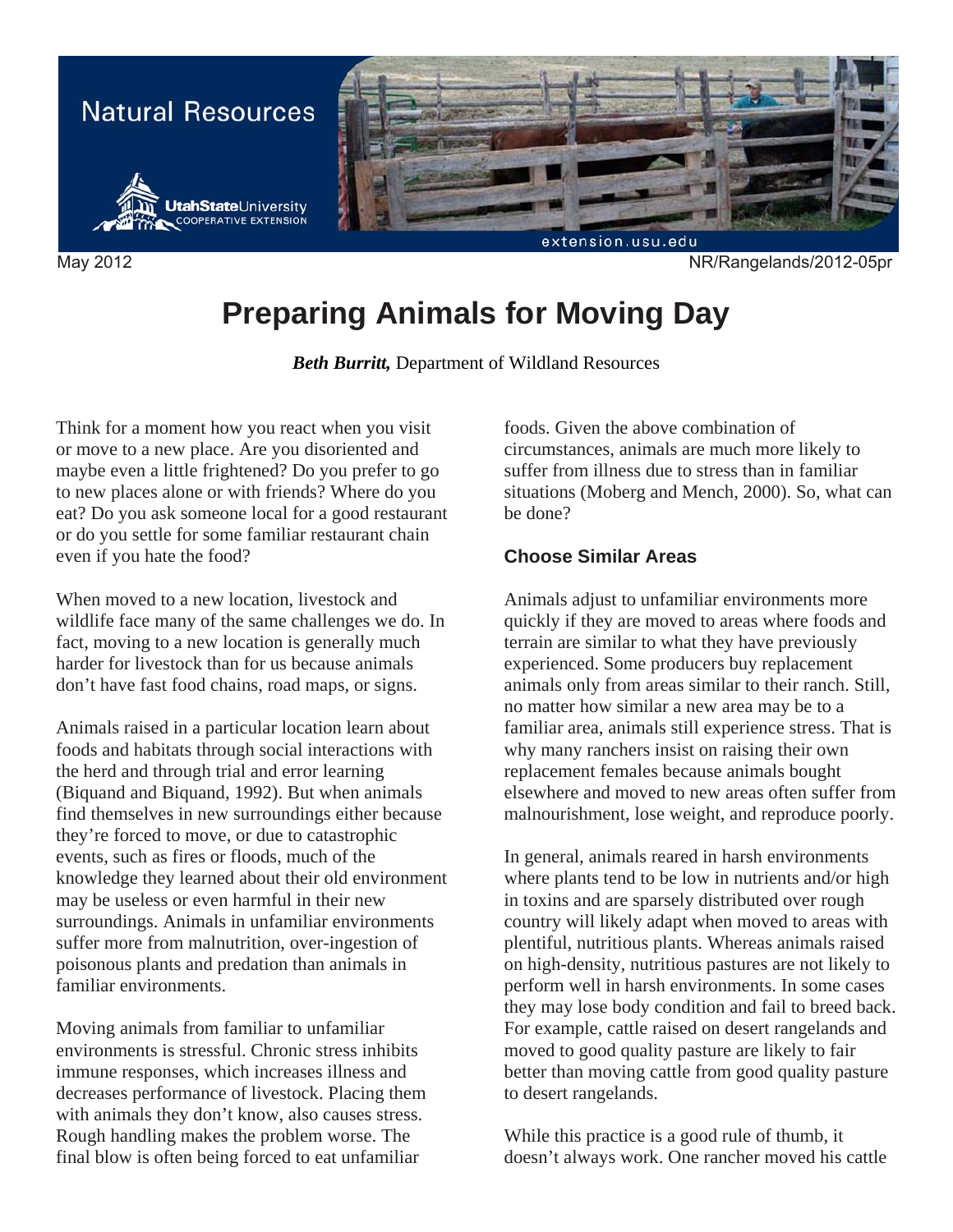Natural Resources

Utah State University Cooperative Extension

May 2012 NR/Rangelands/2012-05pr

# Preparing Animals for Moving Day

***Beth Burritt,*** Department of Wildland Resources

Think for a moment how you react when you visit or move to a new place. Are you disoriented and maybe even a little frightened? Do you prefer to go to new places alone or with friends? Where do you eat? Do you ask someone local for a good restaurant or do you settle for some familiar restaurant chain even if you hate the food?

When moved to a new location, livestock and wildlife face many of the same challenges we do. In fact, moving to a new location is generally much harder for livestock than for us because animals don't have fast food chains, road maps, or signs.

Animals raised in a particular location learn about foods and habitats through social interactions with the herd and through trial and error learning (Biquand and Biquand, 1992). But when animals find themselves in new surroundings either because they're forced to move, or due to catastrophic events, such as fires or floods, much of the knowledge they learned about their old environment may be useless or even harmful in their new surroundings. Animals in unfamiliar environments suffer more from malnutrition, over-ingestion of poisonous plants and predation than animals in familiar environments.

Moving animals from familiar to unfamiliar environments is stressful. Chronic stress inhibits immune responses, which increases illness and decreases performance of livestock. Placing them with animals they don't know, also causes stress. Rough handling makes the problem worse. The final blow is often being forced to eat unfamiliar foods. Given the above combination of circumstances, animals are much more likely to suffer from illness due to stress than in familiar situations (Moberg and Mench, 2000). So, what can be done?

### Choose Similar Areas

Animals adjust to unfamiliar environments more quickly if they are moved to areas where foods and terrain are similar to what they have previously experienced. Some producers buy replacement animals only from areas similar to their ranch. Still, no matter how similar a new area may be to a familiar area, animals still experience stress. That is why many ranchers insist on raising their own replacement females because animals bought elsewhere and moved to new areas often suffer from malnourishment, lose weight, and reproduce poorly.

In general, animals reared in harsh environments where plants tend to be low in nutrients and/or high in toxins and are sparsely distributed over rough country will likely adapt when moved to areas with plentiful, nutritious plants. Whereas animals raised on high-density, nutritious pastures are not likely to perform well in harsh environments. In some cases they may lose body condition and fail to breed back. For example, cattle raised on desert rangelands and moved to good quality pasture are likely to fair better than moving cattle from good quality pasture to desert rangelands.

While this practice is a good rule of thumb, it doesn't always work. One rancher moved his cattle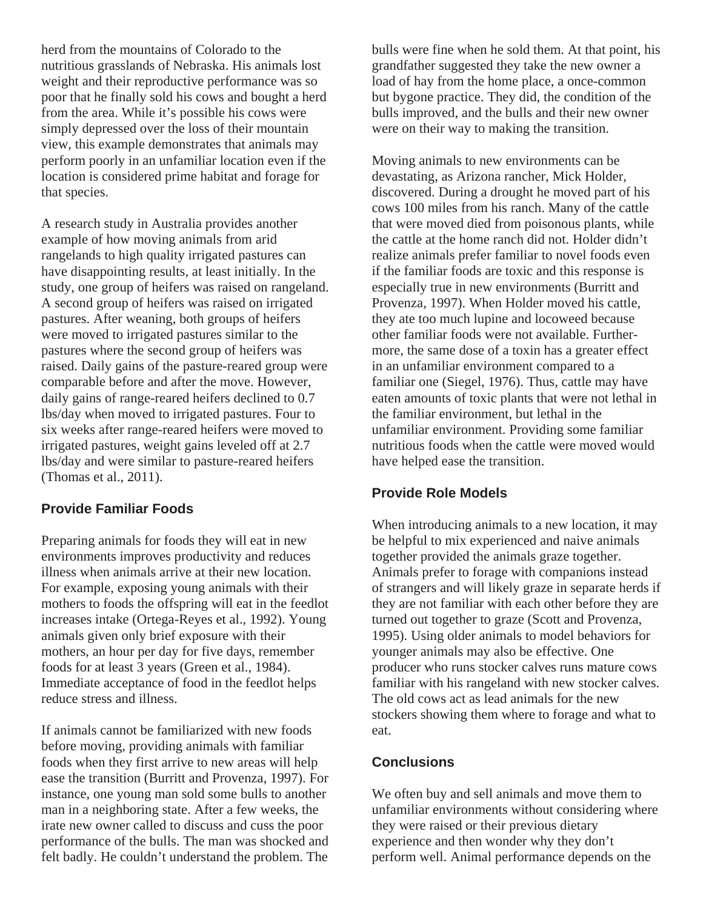herd from the mountains of Colorado to the nutritious grasslands of Nebraska. His animals lost weight and their reproductive performance was so poor that he finally sold his cows and bought a herd from the area. While it's possible his cows were simply depressed over the loss of their mountain view, this example demonstrates that animals may perform poorly in an unfamiliar location even if the location is considered prime habitat and forage for that species.

A research study in Australia provides another example of how moving animals from arid rangelands to high quality irrigated pastures can have disappointing results, at least initially. In the study, one group of heifers was raised on rangeland. A second group of heifers was raised on irrigated pastures. After weaning, both groups of heifers were moved to irrigated pastures similar to the pastures where the second group of heifers was raised. Daily gains of the pasture-reared group were comparable before and after the move. However, daily gains of range-reared heifers declined to 0.7 lbs/day when moved to irrigated pastures. Four to six weeks after range-reared heifers were moved to irrigated pastures, weight gains leveled off at 2.7 lbs/day and were similar to pasture-reared heifers (Thomas et al., 2011).

## Provide Familiar Foods

Preparing animals for foods they will eat in new environments improves productivity and reduces illness when animals arrive at their new location. For example, exposing young animals with their mothers to foods the offspring will eat in the feedlot increases intake (Ortega-Reyes et al., 1992). Young animals given only brief exposure with their mothers, an hour per day for five days, remember foods for at least 3 years (Green et al., 1984). Immediate acceptance of food in the feedlot helps reduce stress and illness.

If animals cannot be familiarized with new foods before moving, providing animals with familiar foods when they first arrive to new areas will help ease the transition (Burritt and Provenza, 1997). For instance, one young man sold some bulls to another man in a neighboring state. After a few weeks, the irate new owner called to discuss and cuss the poor performance of the bulls. The man was shocked and felt badly. He couldn't understand the problem. The bulls were fine when he sold them. At that point, his grandfather suggested they take the new owner a load of hay from the home place, a once-common but bygone practice. They did, the condition of the bulls improved, and the bulls and their new owner were on their way to making the transition.

Moving animals to new environments can be devastating, as Arizona rancher, Mick Holder, discovered. During a drought he moved part of his cows 100 miles from his ranch. Many of the cattle that were moved died from poisonous plants, while the cattle at the home ranch did not. Holder didn't realize animals prefer familiar to novel foods even if the familiar foods are toxic and this response is especially true in new environments (Burritt and Provenza, 1997). When Holder moved his cattle, they ate too much lupine and locoweed because other familiar foods were not available. Furthermore, the same dose of a toxin has a greater effect in an unfamiliar environment compared to a familiar one (Siegel, 1976). Thus, cattle may have eaten amounts of toxic plants that were not lethal in the familiar environment, but lethal in the unfamiliar environment. Providing some familiar nutritious foods when the cattle were moved would have helped ease the transition.

## Provide Role Models

When introducing animals to a new location, it may be helpful to mix experienced and naive animals together provided the animals graze together. Animals prefer to forage with companions instead of strangers and will likely graze in separate herds if they are not familiar with each other before they are turned out together to graze (Scott and Provenza, 1995). Using older animals to model behaviors for younger animals may also be effective. One producer who runs stocker calves runs mature cows familiar with his rangeland with new stocker calves. The old cows act as lead animals for the new stockers showing them where to forage and what to eat.

## Conclusions

We often buy and sell animals and move them to unfamiliar environments without considering where they were raised or their previous dietary experience and then wonder why they don't perform well. Animal performance depends on the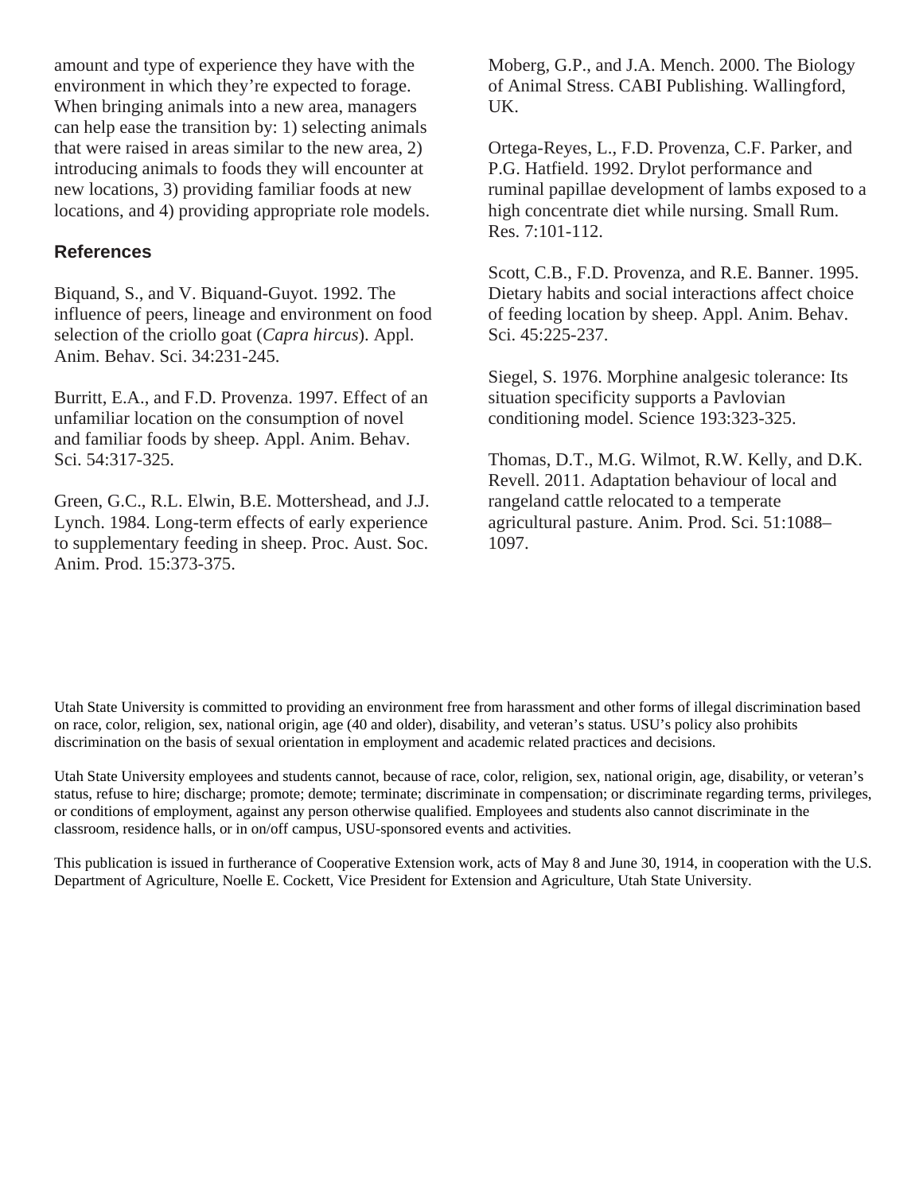amount and type of experience they have with the environment in which they're expected to forage. When bringing animals into a new area, managers can help ease the transition by: 1) selecting animals that were raised in areas similar to the new area, 2) introducing animals to foods they will encounter at new locations, 3) providing familiar foods at new locations, and 4) providing appropriate role models.

## References

Biquand, S., and V. Biquand-Guyot. 1992. The influence of peers, lineage and environment on food selection of the criollo goat (*Capra hircus*). Appl. Anim. Behav. Sci. 34:231-245.

Burritt, E.A., and F.D. Provenza. 1997. Effect of an unfamiliar location on the consumption of novel and familiar foods by sheep. Appl. Anim. Behav. Sci. 54:317-325.

Green, G.C., R.L. Elwin, B.E. Mottershead, and J.J. Lynch. 1984. Long-term effects of early experience to supplementary feeding in sheep. Proc. Aust. Soc. Anim. Prod. 15:373-375.

Moberg, G.P., and J.A. Mench. 2000. The Biology of Animal Stress. CABI Publishing. Wallingford, UK.

Ortega-Reyes, L., F.D. Provenza, C.F. Parker, and P.G. Hatfield. 1992. Drylot performance and ruminal papillae development of lambs exposed to a high concentrate diet while nursing. Small Rum. Res. 7:101-112.

Scott, C.B., F.D. Provenza, and R.E. Banner. 1995. Dietary habits and social interactions affect choice of feeding location by sheep. Appl. Anim. Behav. Sci. 45:225-237.

Siegel, S. 1976. Morphine analgesic tolerance: Its situation specificity supports a Pavlovian conditioning model. Science 193:323-325.

Thomas, D.T., M.G. Wilmot, R.W. Kelly, and D.K. Revell. 2011. Adaptation behaviour of local and rangeland cattle relocated to a temperate agricultural pasture. Anim. Prod. Sci. 51:1088–1097.

Utah State University is committed to providing an environment free from harassment and other forms of illegal discrimination based on race, color, religion, sex, national origin, age (40 and older), disability, and veteran's status. USU's policy also prohibits discrimination on the basis of sexual orientation in employment and academic related practices and decisions.

Utah State University employees and students cannot, because of race, color, religion, sex, national origin, age, disability, or veteran's status, refuse to hire; discharge; promote; demote; terminate; discriminate in compensation; or discriminate regarding terms, privileges, or conditions of employment, against any person otherwise qualified. Employees and students also cannot discriminate in the classroom, residence halls, or in on/off campus, USU-sponsored events and activities.

This publication is issued in furtherance of Cooperative Extension work, acts of May 8 and June 30, 1914, in cooperation with the U.S. Department of Agriculture, Noelle E. Cockett, Vice President for Extension and Agriculture, Utah State University.